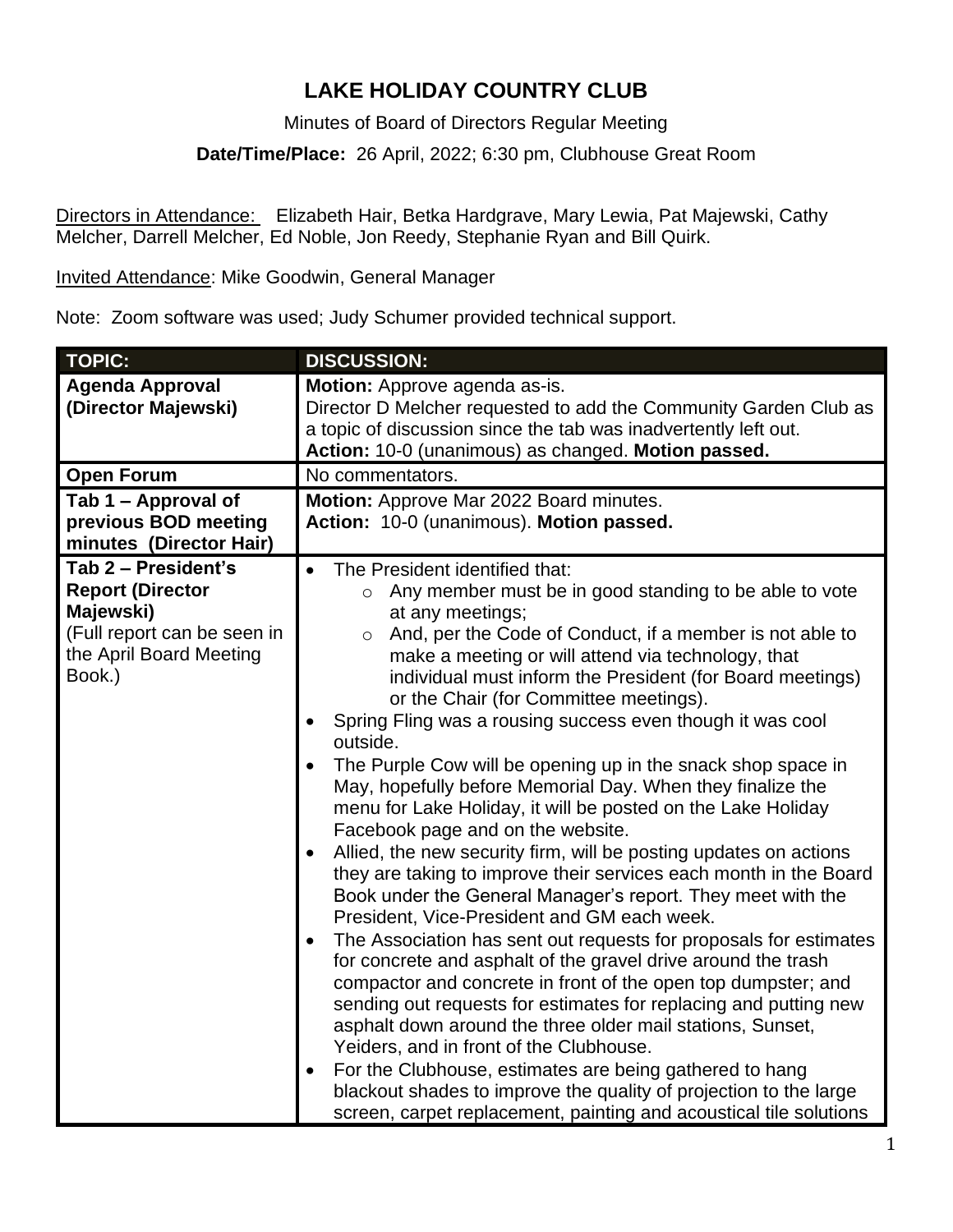# LAKE HOLIDAY COUNTRY CLUB

Minutes of Board of Directors Regular Meeting

**Date/Time/Place:** 26 April, 2022; 6:30 pm, Clubhouse Great Room

Directors in Attendance: Elizabeth Hair, Betka Hardgrave, Mary Lewia, Pat Majewski, Cathy Melcher, Darrell Melcher, Ed Noble, Jon Reedy, Stephanie Ryan and Bill Quirk.

Invited Attendance: Mike Goodwin, General Manager

Note: Zoom software was used; Judy Schumer provided technical support.

| TOPIC: | DISCUSSION: |
|---|---|
| **Agenda Approval (Director Majewski)** | **Motion:** Approve agenda as-is.<br>Director D Melcher requested to add the Community Garden Club as a topic of discussion since the tab was inadvertently left out.<br>**Action:** 10-0 (unanimous) as changed. **Motion passed.** |
| **Open Forum** | No commentators. |
| **Tab 1 – Approval of previous BOD meeting minutes (Director Hair)** | **Motion:** Approve Mar 2022 Board minutes.<br>**Action:** 10-0 (unanimous). **Motion passed.** |
| **Tab 2 – President's Report (Director Majewski)**<br>(Full report can be seen in the April Board Meeting Book.) | • The President identified that:<br>  ○ Any member must be in good standing to be able to vote at any meetings;<br>  ○ And, per the Code of Conduct, if a member is not able to make a meeting or will attend via technology, that individual must inform the President (for Board meetings) or the Chair (for Committee meetings).<br>• Spring Fling was a rousing success even though it was cool outside.<br>• The Purple Cow will be opening up in the snack shop space in May, hopefully before Memorial Day. When they finalize the menu for Lake Holiday, it will be posted on the Lake Holiday Facebook page and on the website.<br>• Allied, the new security firm, will be posting updates on actions they are taking to improve their services each month in the Board Book under the General Manager's report. They meet with the President, Vice-President and GM each week.<br>• The Association has sent out requests for proposals for estimates for concrete and asphalt of the gravel drive around the trash compactor and concrete in front of the open top dumpster; and sending out requests for estimates for replacing and putting new asphalt down around the three older mail stations, Sunset, Yeiders, and in front of the Clubhouse.<br>• For the Clubhouse, estimates are being gathered to hang blackout shades to improve the quality of projection to the large screen, carpet replacement, painting and acoustical tile solutions |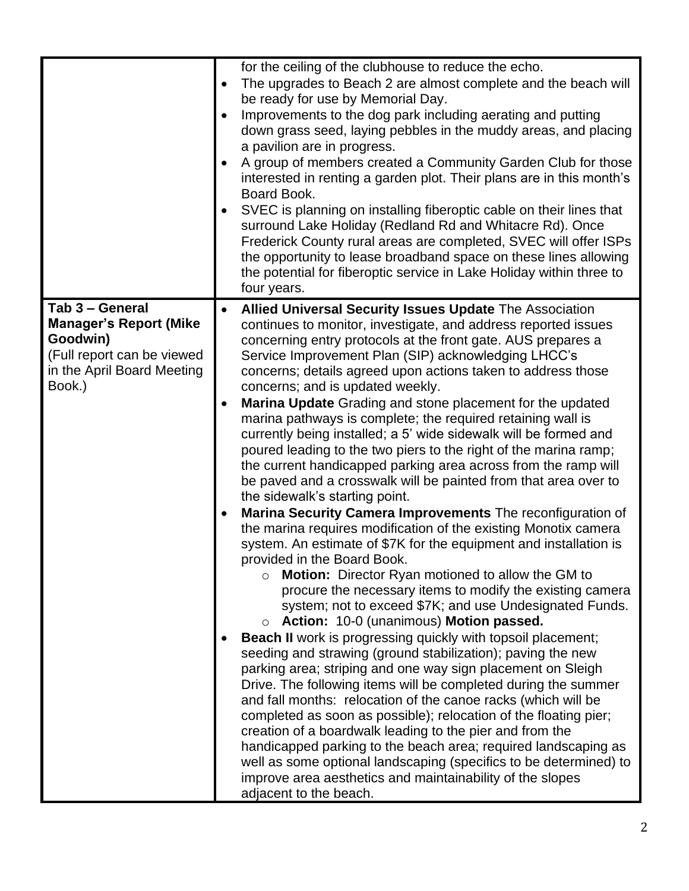| | |
|---|---|
| | for the ceiling of the clubhouse to reduce the echo.<br>• The upgrades to Beach 2 are almost complete and the beach will be ready for use by Memorial Day.<br>• Improvements to the dog park including aerating and putting down grass seed, laying pebbles in the muddy areas, and placing a pavilion are in progress.<br>• A group of members created a Community Garden Club for those interested in renting a garden plot. Their plans are in this month's Board Book.<br>• SVEC is planning on installing fiberoptic cable on their lines that surround Lake Holiday (Redland Rd and Whitacre Rd). Once Frederick County rural areas are completed, SVEC will offer ISPs the opportunity to lease broadband space on these lines allowing the potential for fiberoptic service in Lake Holiday within three to four years. |
| **Tab 3 – General Manager's Report (Mike Goodwin)**<br>(Full report can be viewed in the April Board Meeting Book.) | • **Allied Universal Security Issues Update** The Association continues to monitor, investigate, and address reported issues concerning entry protocols at the front gate. AUS prepares a Service Improvement Plan (SIP) acknowledging LHCC's concerns; details agreed upon actions taken to address those concerns; and is updated weekly.<br>• **Marina Update** Grading and stone placement for the updated marina pathways is complete; the required retaining wall is currently being installed; a 5' wide sidewalk will be formed and poured leading to the two piers to the right of the marina ramp; the current handicapped parking area across from the ramp will be paved and a crosswalk will be painted from that area over to the sidewalk's starting point.<br>• **Marina Security Camera Improvements** The reconfiguration of the marina requires modification of the existing Monotix camera system. An estimate of $7K for the equipment and installation is provided in the Board Book.<br>&nbsp;&nbsp;&nbsp;&nbsp;○ **Motion:** Director Ryan motioned to allow the GM to procure the necessary items to modify the existing camera system; not to exceed $7K; and use Undesignated Funds.<br>&nbsp;&nbsp;&nbsp;&nbsp;○ **Action:** 10-0 (unanimous) **Motion passed.**<br>• **Beach II** work is progressing quickly with topsoil placement; seeding and strawing (ground stabilization); paving the new parking area; striping and one way sign placement on Sleigh Drive. The following items will be completed during the summer and fall months: relocation of the canoe racks (which will be completed as soon as possible); relocation of the floating pier; creation of a boardwalk leading to the pier and from the handicapped parking to the beach area; required landscaping as well as some optional landscaping (specifics to be determined) to improve area aesthetics and maintainability of the slopes adjacent to the beach. |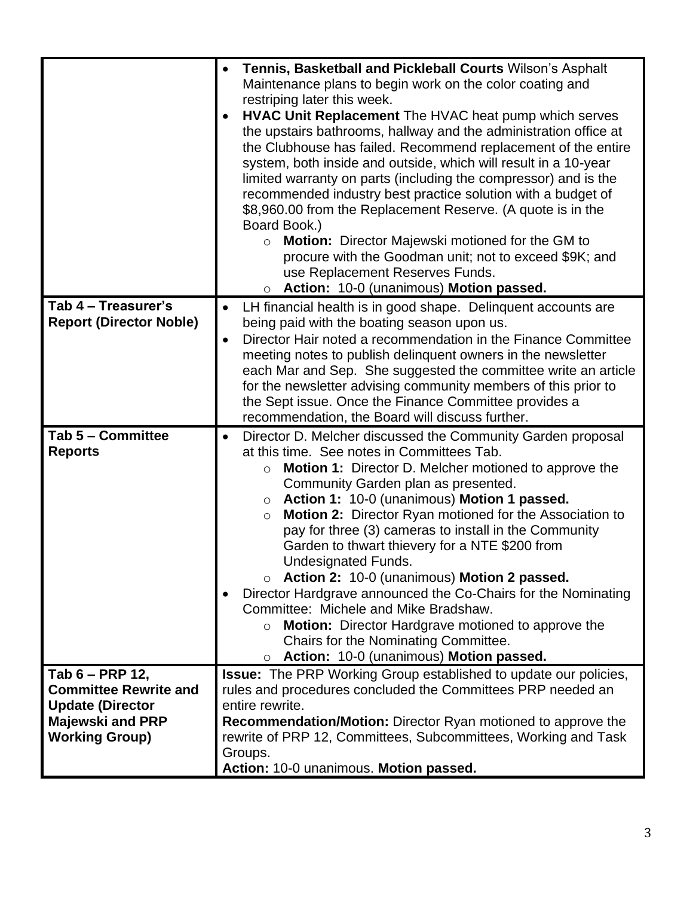| | |
|---|---|
| | • **Tennis, Basketball and Pickleball Courts** Wilson's Asphalt Maintenance plans to begin work on the color coating and restriping later this week.<br>• **HVAC Unit Replacement** The HVAC heat pump which serves the upstairs bathrooms, hallway and the administration office at the Clubhouse has failed. Recommend replacement of the entire system, both inside and outside, which will result in a 10-year limited warranty on parts (including the compressor) and is the recommended industry best practice solution with a budget of $8,960.00 from the Replacement Reserve. (A quote is in the Board Book.)<br>  ◦ **Motion:** Director Majewski motioned for the GM to procure with the Goodman unit; not to exceed $9K; and use Replacement Reserves Funds.<br>  ◦ **Action:** 10-0 (unanimous) **Motion passed.** |
| **Tab 4 – Treasurer's Report (Director Noble)** | • LH financial health is in good shape. Delinquent accounts are being paid with the boating season upon us.<br>• Director Hair noted a recommendation in the Finance Committee meeting notes to publish delinquent owners in the newsletter each Mar and Sep. She suggested the committee write an article for the newsletter advising community members of this prior to the Sept issue. Once the Finance Committee provides a recommendation, the Board will discuss further. |
| **Tab 5 – Committee Reports** | • Director D. Melcher discussed the Community Garden proposal at this time. See notes in Committees Tab.<br>  ◦ **Motion 1:** Director D. Melcher motioned to approve the Community Garden plan as presented.<br>  ◦ **Action 1:** 10-0 (unanimous) **Motion 1 passed.**<br>  ◦ **Motion 2:** Director Ryan motioned for the Association to pay for three (3) cameras to install in the Community Garden to thwart thievery for a NTE $200 from Undesignated Funds.<br>  ◦ **Action 2:** 10-0 (unanimous) **Motion 2 passed.**<br>• Director Hardgrave announced the Co-Chairs for the Nominating Committee: Michele and Mike Bradshaw.<br>  ◦ **Motion:** Director Hardgrave motioned to approve the Chairs for the Nominating Committee.<br>  ◦ **Action:** 10-0 (unanimous) **Motion passed.** |
| **Tab 6 – PRP 12, Committee Rewrite and Update (Director Majewski and PRP Working Group)** | **Issue:** The PRP Working Group established to update our policies, rules and procedures concluded the Committees PRP needed an entire rewrite.<br>**Recommendation/Motion:** Director Ryan motioned to approve the rewrite of PRP 12, Committees, Subcommittees, Working and Task Groups.<br>**Action:** 10-0 unanimous. **Motion passed.** |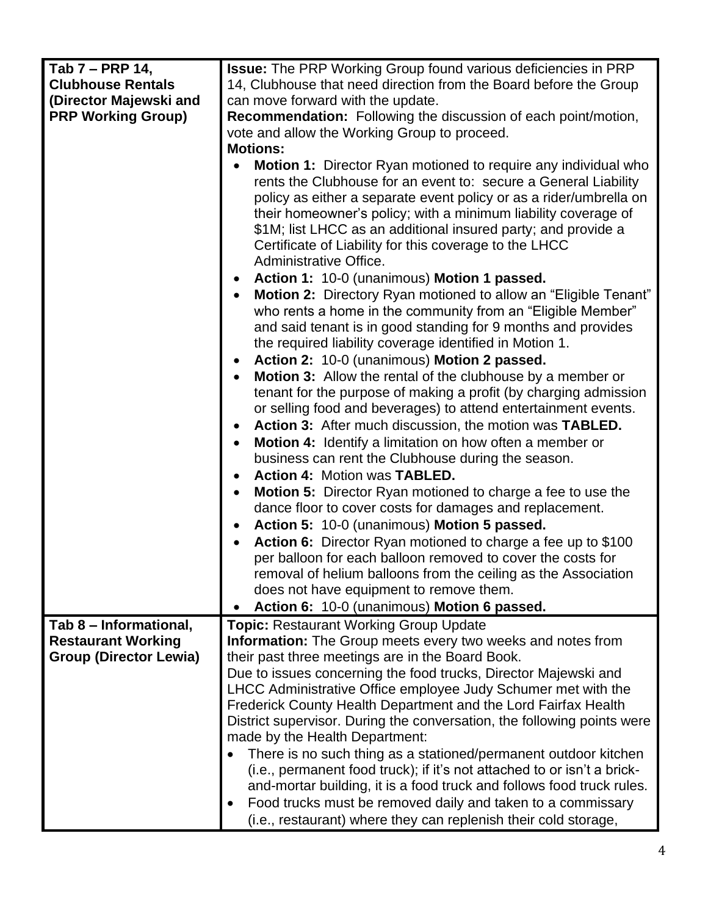| | |
|---|---|
| **Tab 7 – PRP 14, Clubhouse Rentals (Director Majewski and PRP Working Group)** | **Issue:** The PRP Working Group found various deficiencies in PRP 14, Clubhouse that need direction from the Board before the Group can move forward with the update.<br>**Recommendation:** Following the discussion of each point/motion, vote and allow the Working Group to proceed.<br>**Motions:**<br>• **Motion 1:** Director Ryan motioned to require any individual who rents the Clubhouse for an event to: secure a General Liability policy as either a separate event policy or as a rider/umbrella on their homeowner's policy; with a minimum liability coverage of \$1M; list LHCC as an additional insured party; and provide a Certificate of Liability for this coverage to the LHCC Administrative Office.<br>• **Action 1:** 10-0 (unanimous) **Motion 1 passed.**<br>• **Motion 2:** Directory Ryan motioned to allow an "Eligible Tenant" who rents a home in the community from an "Eligible Member" and said tenant is in good standing for 9 months and provides the required liability coverage identified in Motion 1.<br>• **Action 2:** 10-0 (unanimous) **Motion 2 passed.**<br>• **Motion 3:** Allow the rental of the clubhouse by a member or tenant for the purpose of making a profit (by charging admission or selling food and beverages) to attend entertainment events.<br>• **Action 3:** After much discussion, the motion was **TABLED.**<br>• **Motion 4:** Identify a limitation on how often a member or business can rent the Clubhouse during the season.<br>• **Action 4:** Motion was **TABLED.**<br>• **Motion 5:** Director Ryan motioned to charge a fee to use the dance floor to cover costs for damages and replacement.<br>• **Action 5:** 10-0 (unanimous) **Motion 5 passed.**<br>• **Action 6:** Director Ryan motioned to charge a fee up to \$100 per balloon for each balloon removed to cover the costs for removal of helium balloons from the ceiling as the Association does not have equipment to remove them.<br>• **Action 6:** 10-0 (unanimous) **Motion 6 passed.** |
| **Tab 8 – Informational, Restaurant Working Group (Director Lewia)** | **Topic:** Restaurant Working Group Update<br>**Information:** The Group meets every two weeks and notes from their past three meetings are in the Board Book.<br>Due to issues concerning the food trucks, Director Majewski and LHCC Administrative Office employee Judy Schumer met with the Frederick County Health Department and the Lord Fairfax Health District supervisor. During the conversation, the following points were made by the Health Department:<br>• There is no such thing as a stationed/permanent outdoor kitchen (i.e., permanent food truck); if it's not attached to or isn't a brick-and-mortar building, it is a food truck and follows food truck rules.<br>• Food trucks must be removed daily and taken to a commissary (i.e., restaurant) where they can replenish their cold storage, |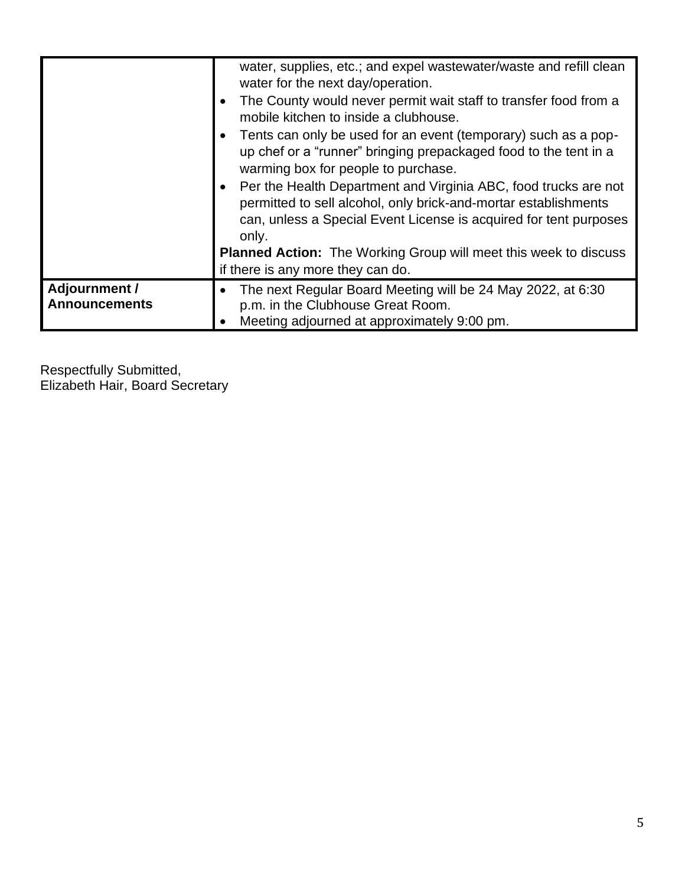| | |
|---|---|
| | water, supplies, etc.; and expel wastewater/waste and refill clean water for the next day/operation.<br>• The County would never permit wait staff to transfer food from a mobile kitchen to inside a clubhouse.<br>• Tents can only be used for an event (temporary) such as a pop-up chef or a "runner" bringing prepackaged food to the tent in a warming box for people to purchase.<br>• Per the Health Department and Virginia ABC, food trucks are not permitted to sell alcohol, only brick-and-mortar establishments can, unless a Special Event License is acquired for tent purposes only.<br>**Planned Action:** The Working Group will meet this week to discuss if there is any more they can do. |
| **Adjournment / Announcements** | • The next Regular Board Meeting will be 24 May 2022, at 6:30 p.m. in the Clubhouse Great Room.<br>• Meeting adjourned at approximately 9:00 pm. |

Respectfully Submitted,
Elizabeth Hair, Board Secretary